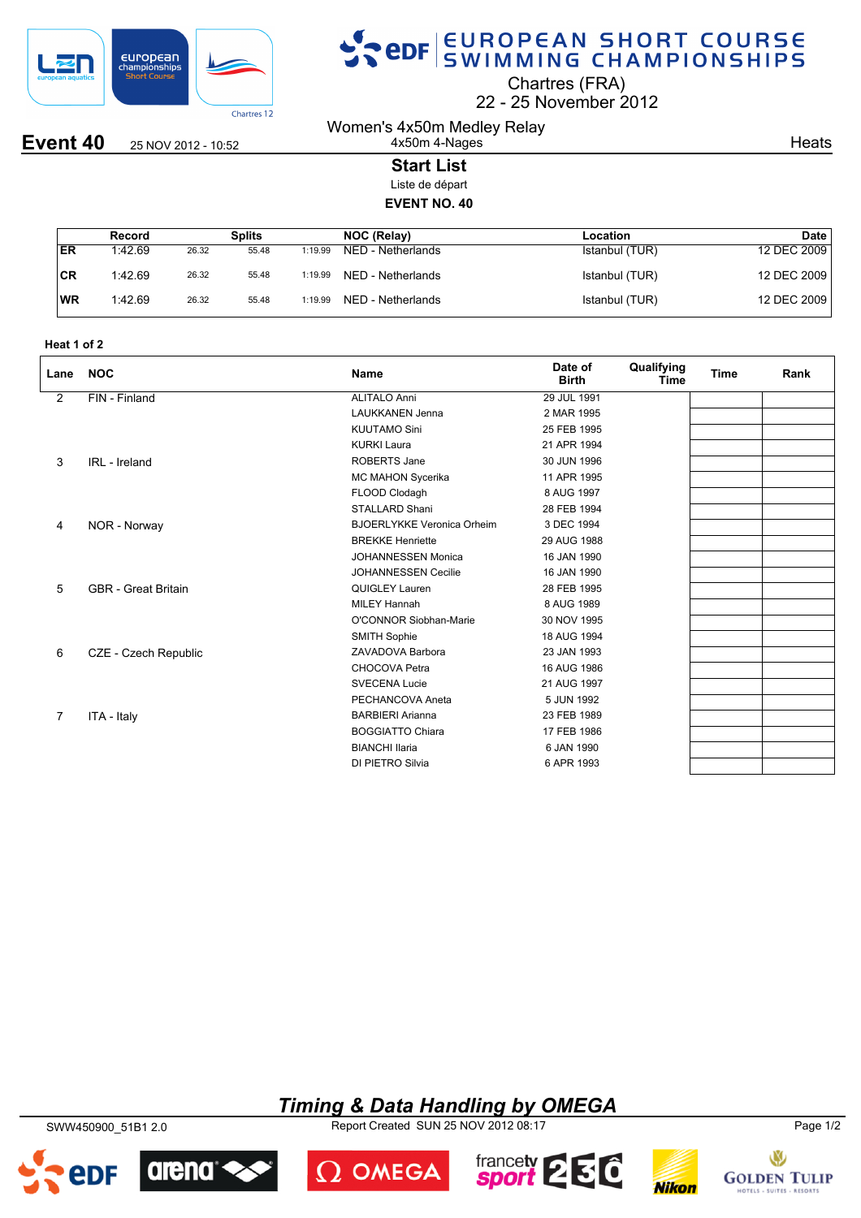# EUROPEAN SHORT COURSE SWIMMING CHAMPIONSHIPS

Chartres (FRA)
22 - 25 November 2012

**Event 40** 25 NOV 2012 - 10:52

Women's 4x50m Medley Relay
4x50m 4-Nages

Heats

## Start List

Liste de départ

**EVENT NO. 40**

| | Record | Splits | | | NOC (Relay) | Location | Date |
|---|---|---|---|---|---|---|---|
| ER | 1:42.69 | 26.32 | 55.48 | 1:19.99 | NED - Netherlands | Istanbul (TUR) | 12 DEC 2009 |
| CR | 1:42.69 | 26.32 | 55.48 | 1:19.99 | NED - Netherlands | Istanbul (TUR) | 12 DEC 2009 |
| WR | 1:42.69 | 26.32 | 55.48 | 1:19.99 | NED - Netherlands | Istanbul (TUR) | 12 DEC 2009 |

**Heat 1 of 2**

| Lane | NOC | Name | Date of Birth | Qualifying Time | Time | Rank |
|---|---|---|---|---|---|---|
| 2 | FIN - Finland | ALITALO Anni | 29 JUL 1991 | | | |
| | | LAUKKANEN Jenna | 2 MAR 1995 | | | |
| | | KUUTAMO Sini | 25 FEB 1995 | | | |
| | | KURKI Laura | 21 APR 1994 | | | |
| 3 | IRL - Ireland | ROBERTS Jane | 30 JUN 1996 | | | |
| | | MC MAHON Sycerika | 11 APR 1995 | | | |
| | | FLOOD Clodagh | 8 AUG 1997 | | | |
| | | STALLARD Shani | 28 FEB 1994 | | | |
| 4 | NOR - Norway | BJOERLYKKE Veronica Orheim | 3 DEC 1994 | | | |
| | | BREKKE Henriette | 29 AUG 1988 | | | |
| | | JOHANNESSEN Monica | 16 JAN 1990 | | | |
| | | JOHANNESSEN Cecilie | 16 JAN 1990 | | | |
| 5 | GBR - Great Britain | QUIGLEY Lauren | 28 FEB 1995 | | | |
| | | MILEY Hannah | 8 AUG 1989 | | | |
| | | O'CONNOR Siobhan-Marie | 30 NOV 1995 | | | |
| | | SMITH Sophie | 18 AUG 1994 | | | |
| 6 | CZE - Czech Republic | ZAVADOVA Barbora | 23 JAN 1993 | | | |
| | | CHOCOVA Petra | 16 AUG 1986 | | | |
| | | SVECENA Lucie | 21 AUG 1997 | | | |
| | | PECHANCOVA Aneta | 5 JUN 1992 | | | |
| 7 | ITA - Italy | BARBIERI Arianna | 23 FEB 1989 | | | |
| | | BOGGIATTO Chiara | 17 FEB 1986 | | | |
| | | BIANCHI Ilaria | 6 JAN 1990 | | | |
| | | DI PIETRO Silvia | 6 APR 1993 | | | |

*Timing & Data Handling by OMEGA*

SWW450900_51B1 2.0 Report Created SUN 25 NOV 2012 08:17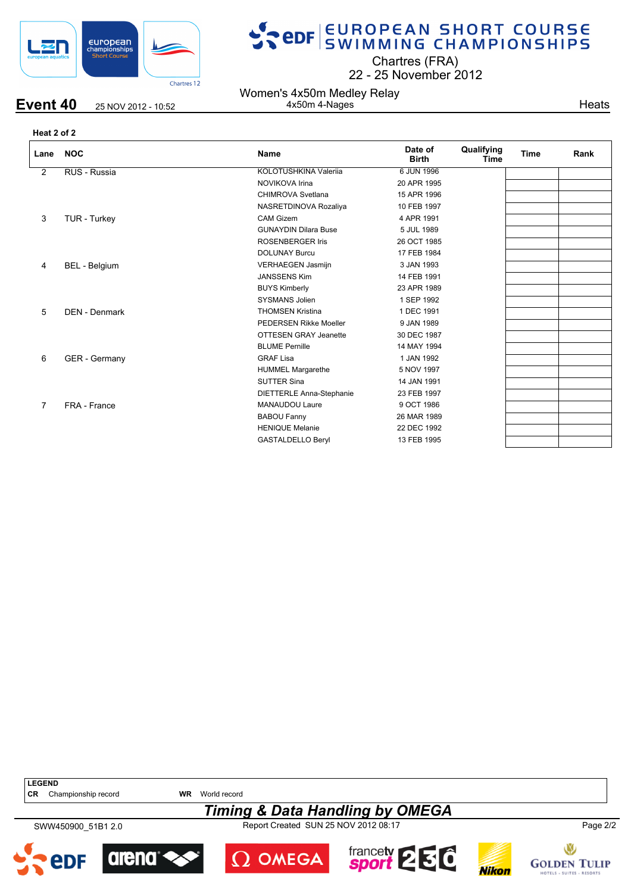# EUROPEAN SHORT COURSE SWIMMING CHAMPIONSHIPS

Chartres (FRA)
22 - 25 November 2012

**Event 40** 25 NOV 2012 - 10:52

Women's 4x50m Medley Relay
4x50m 4-Nages

Heats

**Heat 2 of 2**

| Lane | NOC | Name | Date of Birth | Qualifying Time | Time | Rank |
|---|---|---|---|---|---|---|
| 2 | RUS - Russia | KOLOTUSHKINA Valeriia | 6 JUN 1996 | | | |
| | | NOVIKOVA Irina | 20 APR 1995 | | | |
| | | CHIMROVA Svetlana | 15 APR 1996 | | | |
| | | NASRETDINOVA Rozaliya | 10 FEB 1997 | | | |
| 3 | TUR - Turkey | CAM Gizem | 4 APR 1991 | | | |
| | | GUNAYDIN Dilara Buse | 5 JUL 1989 | | | |
| | | ROSENBERGER Iris | 26 OCT 1985 | | | |
| | | DOLUNAY Burcu | 17 FEB 1984 | | | |
| 4 | BEL - Belgium | VERHAEGEN Jasmijn | 3 JAN 1993 | | | |
| | | JANSSENS Kim | 14 FEB 1991 | | | |
| | | BUYS Kimberly | 23 APR 1989 | | | |
| | | SYSMANS Jolien | 1 SEP 1992 | | | |
| 5 | DEN - Denmark | THOMSEN Kristina | 1 DEC 1991 | | | |
| | | PEDERSEN Rikke Moeller | 9 JAN 1989 | | | |
| | | OTTESEN GRAY Jeanette | 30 DEC 1987 | | | |
| | | BLUME Pernille | 14 MAY 1994 | | | |
| 6 | GER - Germany | GRAF Lisa | 1 JAN 1992 | | | |
| | | HUMMEL Margarethe | 5 NOV 1997 | | | |
| | | SUTTER Sina | 14 JAN 1991 | | | |
| | | DIETTERLE Anna-Stephanie | 23 FEB 1997 | | | |
| 7 | FRA - France | MANAUDOU Laure | 9 OCT 1986 | | | |
| | | BABOU Fanny | 26 MAR 1989 | | | |
| | | HENIQUE Melanie | 22 DEC 1992 | | | |
| | | GASTALDELLO Beryl | 13 FEB 1995 | | | |

**LEGEND**
**CR** Championship record **WR** World record

*Timing & Data Handling by OMEGA*

SWW450900_51B1 2.0 Report Created SUN 25 NOV 2012 08:17